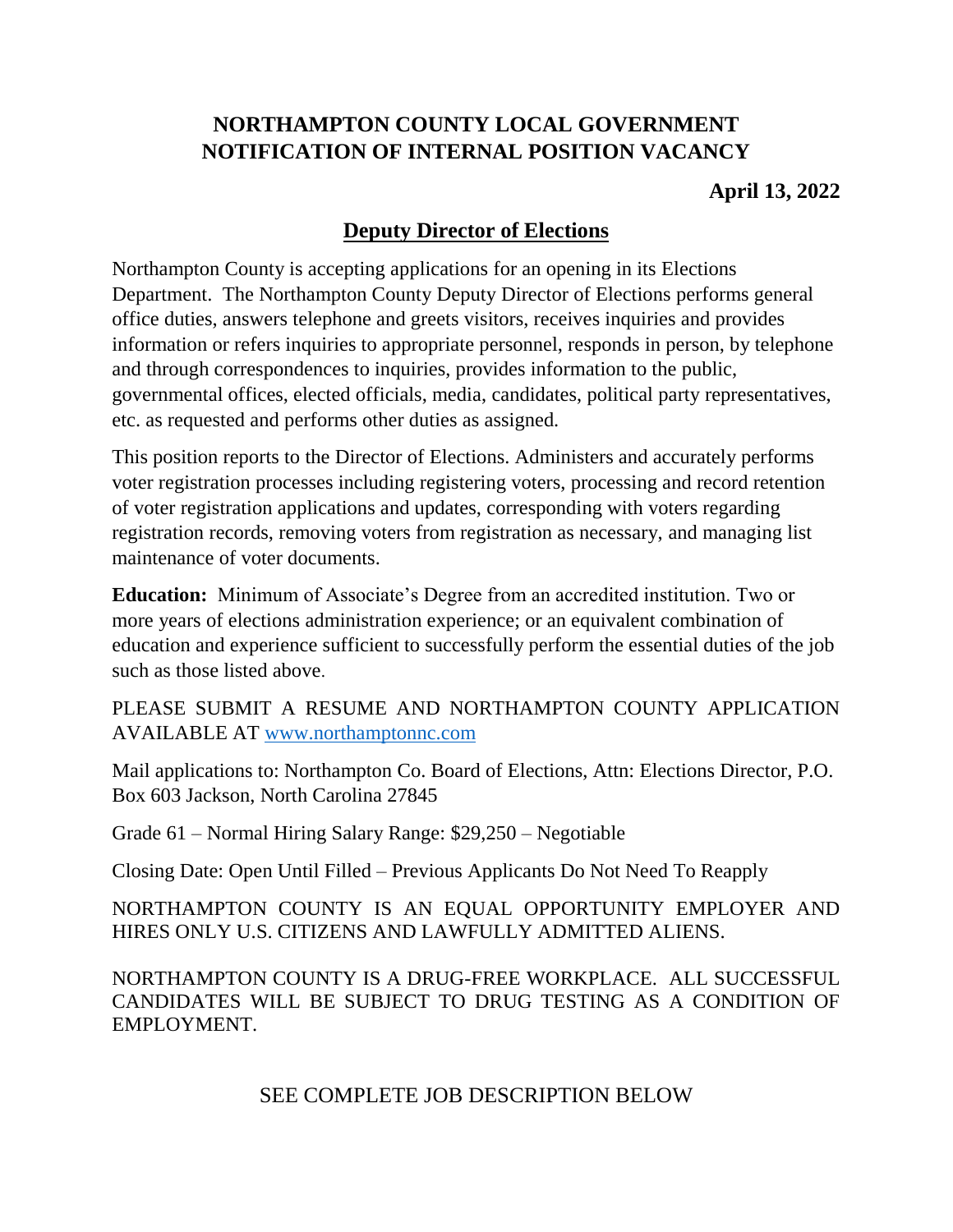# NORTHAMPTON COUNTY LOCAL GOVERNMENT NOTIFICATION OF INTERNAL POSITION VACANCY

**April 13, 2022**

## Deputy Director of Elections

Northampton County is accepting applications for an opening in its Elections Department. The Northampton County Deputy Director of Elections performs general office duties, answers telephone and greets visitors, receives inquiries and provides information or refers inquiries to appropriate personnel, responds in person, by telephone and through correspondences to inquiries, provides information to the public, governmental offices, elected officials, media, candidates, political party representatives, etc. as requested and performs other duties as assigned.

This position reports to the Director of Elections. Administers and accurately performs voter registration processes including registering voters, processing and record retention of voter registration applications and updates, corresponding with voters regarding registration records, removing voters from registration as necessary, and managing list maintenance of voter documents.

**Education:** Minimum of Associate's Degree from an accredited institution. Two or more years of elections administration experience; or an equivalent combination of education and experience sufficient to successfully perform the essential duties of the job such as those listed above.

PLEASE SUBMIT A RESUME AND NORTHAMPTON COUNTY APPLICATION AVAILABLE AT www.northamptonnc.com

Mail applications to: Northampton Co. Board of Elections, Attn: Elections Director, P.O. Box 603 Jackson, North Carolina 27845

Grade 61 – Normal Hiring Salary Range: $29,250 – Negotiable

Closing Date: Open Until Filled – Previous Applicants Do Not Need To Reapply

NORTHAMPTON COUNTY IS AN EQUAL OPPORTUNITY EMPLOYER AND HIRES ONLY U.S. CITIZENS AND LAWFULLY ADMITTED ALIENS.

NORTHAMPTON COUNTY IS A DRUG-FREE WORKPLACE. ALL SUCCESSFUL CANDIDATES WILL BE SUBJECT TO DRUG TESTING AS A CONDITION OF EMPLOYMENT.

SEE COMPLETE JOB DESCRIPTION BELOW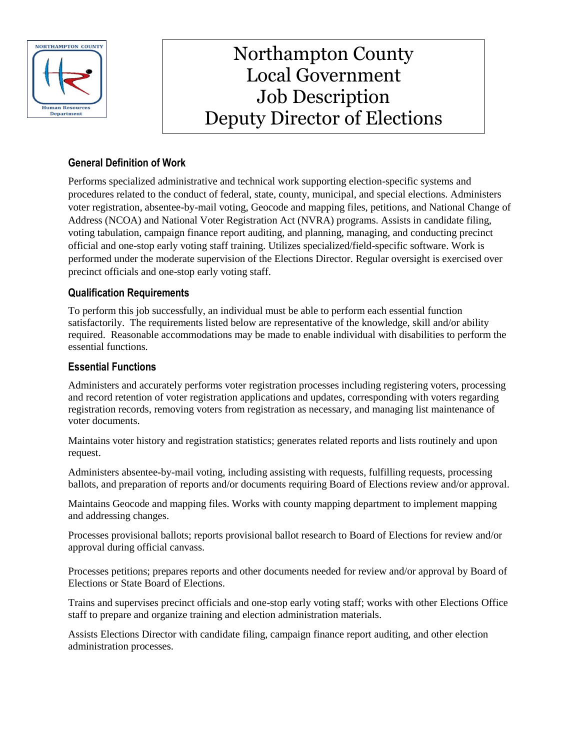# Northampton County Local Government Job Description Deputy Director of Elections

## General Definition of Work

Performs specialized administrative and technical work supporting election-specific systems and procedures related to the conduct of federal, state, county, municipal, and special elections. Administers voter registration, absentee-by-mail voting, Geocode and mapping files, petitions, and National Change of Address (NCOA) and National Voter Registration Act (NVRA) programs. Assists in candidate filing, voting tabulation, campaign finance report auditing, and planning, managing, and conducting precinct official and one-stop early voting staff training. Utilizes specialized/field-specific software. Work is performed under the moderate supervision of the Elections Director. Regular oversight is exercised over precinct officials and one-stop early voting staff.

## Qualification Requirements

To perform this job successfully, an individual must be able to perform each essential function satisfactorily. The requirements listed below are representative of the knowledge, skill and/or ability required. Reasonable accommodations may be made to enable individual with disabilities to perform the essential functions.

## Essential Functions

Administers and accurately performs voter registration processes including registering voters, processing and record retention of voter registration applications and updates, corresponding with voters regarding registration records, removing voters from registration as necessary, and managing list maintenance of voter documents.

Maintains voter history and registration statistics; generates related reports and lists routinely and upon request.

Administers absentee-by-mail voting, including assisting with requests, fulfilling requests, processing ballots, and preparation of reports and/or documents requiring Board of Elections review and/or approval.

Maintains Geocode and mapping files. Works with county mapping department to implement mapping and addressing changes.

Processes provisional ballots; reports provisional ballot research to Board of Elections for review and/or approval during official canvass.

Processes petitions; prepares reports and other documents needed for review and/or approval by Board of Elections or State Board of Elections.

Trains and supervises precinct officials and one-stop early voting staff; works with other Elections Office staff to prepare and organize training and election administration materials.

Assists Elections Director with candidate filing, campaign finance report auditing, and other election administration processes.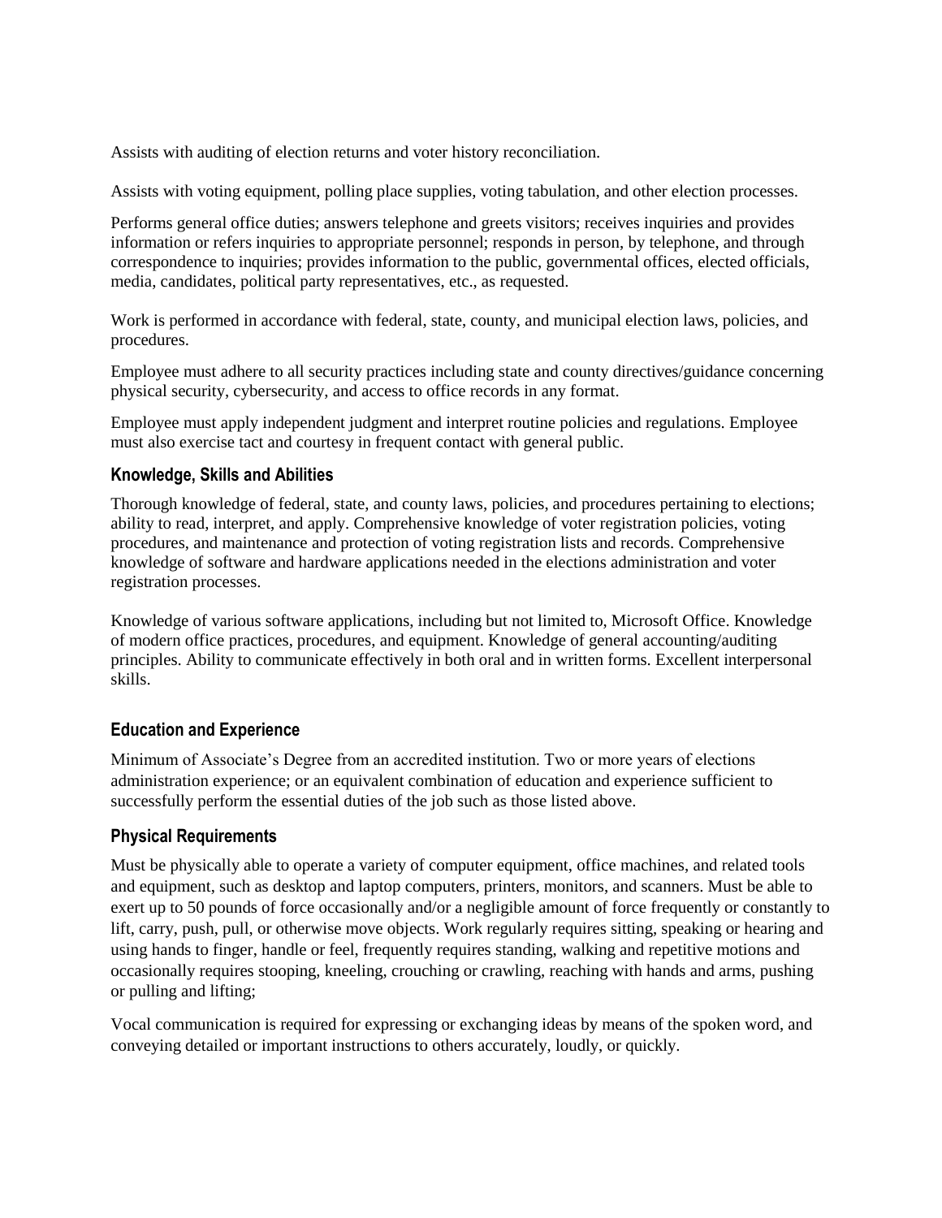Assists with auditing of election returns and voter history reconciliation.

Assists with voting equipment, polling place supplies, voting tabulation, and other election processes.

Performs general office duties; answers telephone and greets visitors; receives inquiries and provides information or refers inquiries to appropriate personnel; responds in person, by telephone, and through correspondence to inquiries; provides information to the public, governmental offices, elected officials, media, candidates, political party representatives, etc., as requested.

Work is performed in accordance with federal, state, county, and municipal election laws, policies, and procedures.

Employee must adhere to all security practices including state and county directives/guidance concerning physical security, cybersecurity, and access to office records in any format.

Employee must apply independent judgment and interpret routine policies and regulations. Employee must also exercise tact and courtesy in frequent contact with general public.

### Knowledge, Skills and Abilities

Thorough knowledge of federal, state, and county laws, policies, and procedures pertaining to elections; ability to read, interpret, and apply. Comprehensive knowledge of voter registration policies, voting procedures, and maintenance and protection of voting registration lists and records. Comprehensive knowledge of software and hardware applications needed in the elections administration and voter registration processes.

Knowledge of various software applications, including but not limited to, Microsoft Office. Knowledge of modern office practices, procedures, and equipment. Knowledge of general accounting/auditing principles. Ability to communicate effectively in both oral and in written forms. Excellent interpersonal skills.

### Education and Experience

Minimum of Associate's Degree from an accredited institution. Two or more years of elections administration experience; or an equivalent combination of education and experience sufficient to successfully perform the essential duties of the job such as those listed above.

### Physical Requirements

Must be physically able to operate a variety of computer equipment, office machines, and related tools and equipment, such as desktop and laptop computers, printers, monitors, and scanners. Must be able to exert up to 50 pounds of force occasionally and/or a negligible amount of force frequently or constantly to lift, carry, push, pull, or otherwise move objects. Work regularly requires sitting, speaking or hearing and using hands to finger, handle or feel, frequently requires standing, walking and repetitive motions and occasionally requires stooping, kneeling, crouching or crawling, reaching with hands and arms, pushing or pulling and lifting;

Vocal communication is required for expressing or exchanging ideas by means of the spoken word, and conveying detailed or important instructions to others accurately, loudly, or quickly.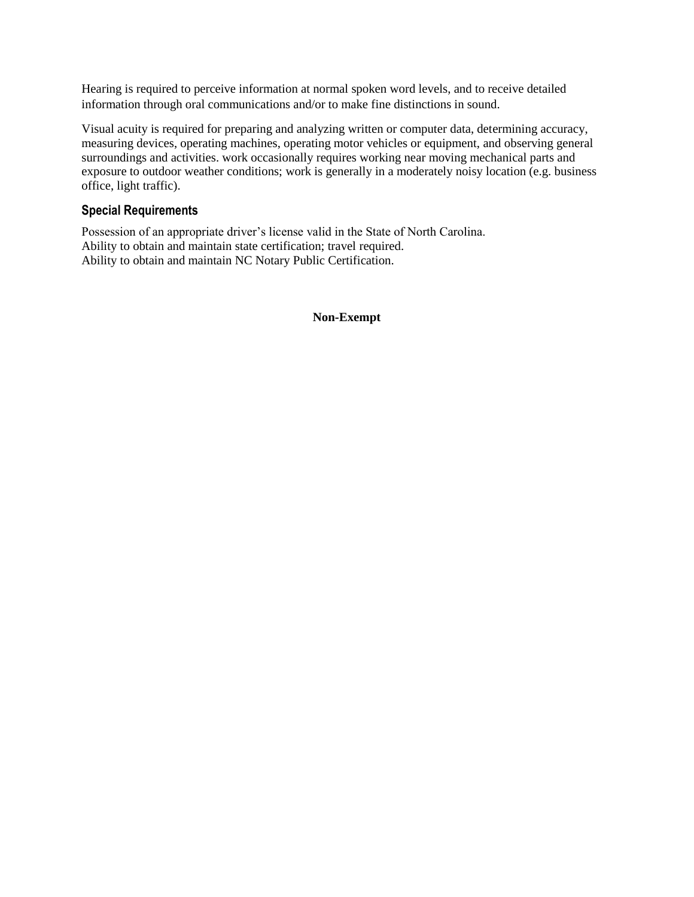Hearing is required to perceive information at normal spoken word levels, and to receive detailed information through oral communications and/or to make fine distinctions in sound.

Visual acuity is required for preparing and analyzing written or computer data, determining accuracy, measuring devices, operating machines, operating motor vehicles or equipment, and observing general surroundings and activities. work occasionally requires working near moving mechanical parts and exposure to outdoor weather conditions; work is generally in a moderately noisy location (e.g. business office, light traffic).

### Special Requirements

Possession of an appropriate driver's license valid in the State of North Carolina.
Ability to obtain and maintain state certification; travel required.
Ability to obtain and maintain NC Notary Public Certification.

**Non-Exempt**